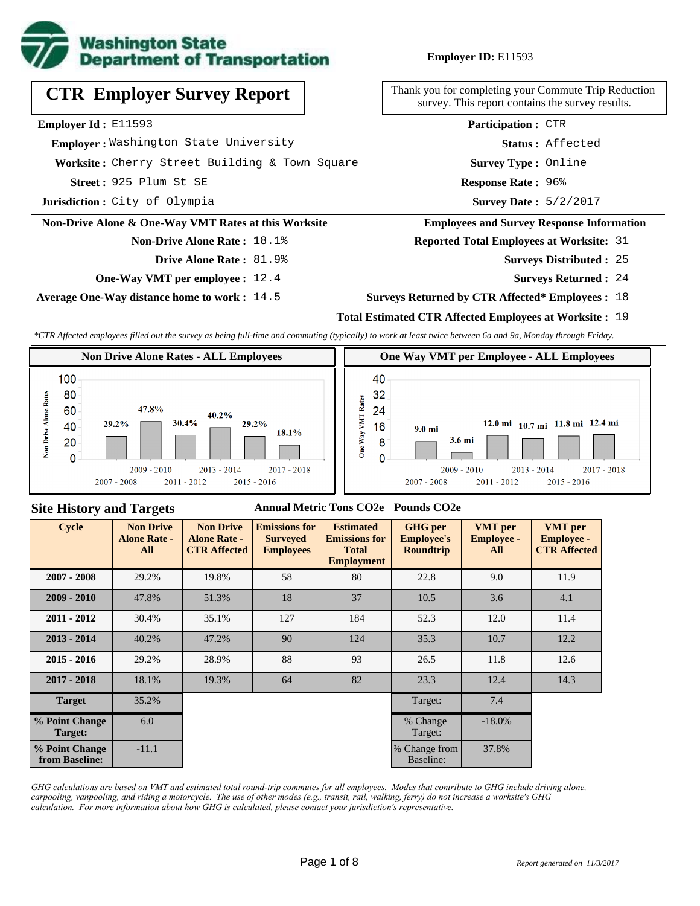**Washington State Department of Transportation**

**Employer ID:** E11593

# CTR Employer Survey Report

Thank you for completing your Commute Trip Reduction survey. This report contains the survey results.

**Employer Id :** E11593
**Employer :** Washington State University
**Worksite :** Cherry Street Building & Town Square
**Street :** 925 Plum St SE
**Jurisdiction :** City of Olympia

**Participation :** CTR
**Status :** Affected
**Survey Type :** Online
**Response Rate :** 96%
**Survey Date :** 5/2/2017

## Non-Drive Alone & One-Way VMT Rates at this Worksite

**Non-Drive Alone Rate :** 18.1%
**Drive Alone Rate :** 81.9%
**One-Way VMT per employee :** 12.4
**Average One-Way distance home to work :** 14.5

## Employees and Survey Response Information

**Reported Total Employees at Worksite:** 31
**Surveys Distributed :** 25
**Surveys Returned :** 24
**Surveys Returned by CTR Affected* Employees :** 18
**Total Estimated CTR Affected Employees at Worksite :** 19

*CTR Affected employees filled out the survey as being full-time and commuting (typically) to work at least twice between 6a and 9a, Monday through Friday.*

### Non Drive Alone Rates - ALL Employees

| Cycle | Non Drive Alone Rate |
|---|---|
| 2007 - 2008 | 29.2% |
| 2009 - 2010 | 47.8% |
| 2011 - 2012 | 30.4% |
| 2013 - 2014 | 40.2% |
| 2015 - 2016 | 29.2% |
| 2017 - 2018 | 18.1% |

### One Way VMT per Employee - ALL Employees

| Cycle | One Way VMT |
|---|---|
| 2007 - 2008 | 9.0 mi |
| 2009 - 2010 | 3.6 mi |
| 2011 - 2012 | 12.0 mi |
| 2013 - 2014 | 10.7 mi |
| 2015 - 2016 | 11.8 mi |
| 2017 - 2018 | 12.4 mi |

## Site History and Targets

Annual Metric Tons CO2e | Pounds CO2e

| Cycle | Non Drive Alone Rate - All | Non Drive Alone Rate - CTR Affected | Emissions for Surveyed Employees | Estimated Emissions for Total Employment | GHG per Employee's Roundtrip | VMT per Employee - All | VMT per Employee - CTR Affected |
|---|---|---|---|---|---|---|---|
| 2007 - 2008 | 29.2% | 19.8% | 58 | 80 | 22.8 | 9.0 | 11.9 |
| 2009 - 2010 | 47.8% | 51.3% | 18 | 37 | 10.5 | 3.6 | 4.1 |
| 2011 - 2012 | 30.4% | 35.1% | 127 | 184 | 52.3 | 12.0 | 11.4 |
| 2013 - 2014 | 40.2% | 47.2% | 90 | 124 | 35.3 | 10.7 | 12.2 |
| 2015 - 2016 | 29.2% | 28.9% | 88 | 93 | 26.5 | 11.8 | 12.6 |
| 2017 - 2018 | 18.1% | 19.3% | 64 | 82 | 23.3 | 12.4 | 14.3 |
| Target | 35.2% | | | | Target: | 7.4 | |
| % Point Change Target: | 6.0 | | | | % Change Target: | -18.0% | |
| % Point Change from Baseline: | -11.1 | | | | % Change from Baseline: | 37.8% | |

*GHG calculations are based on VMT and estimated total round-trip commutes for all employees. Modes that contribute to GHG include driving alone, carpooling, vanpooling, and riding a motorcycle. The use of other modes (e.g., transit, rail, walking, ferry) do not increase a worksite's GHG calculation. For more information about how GHG is calculated, please contact your jurisdiction's representative.*

*Report generated on 11/3/2017*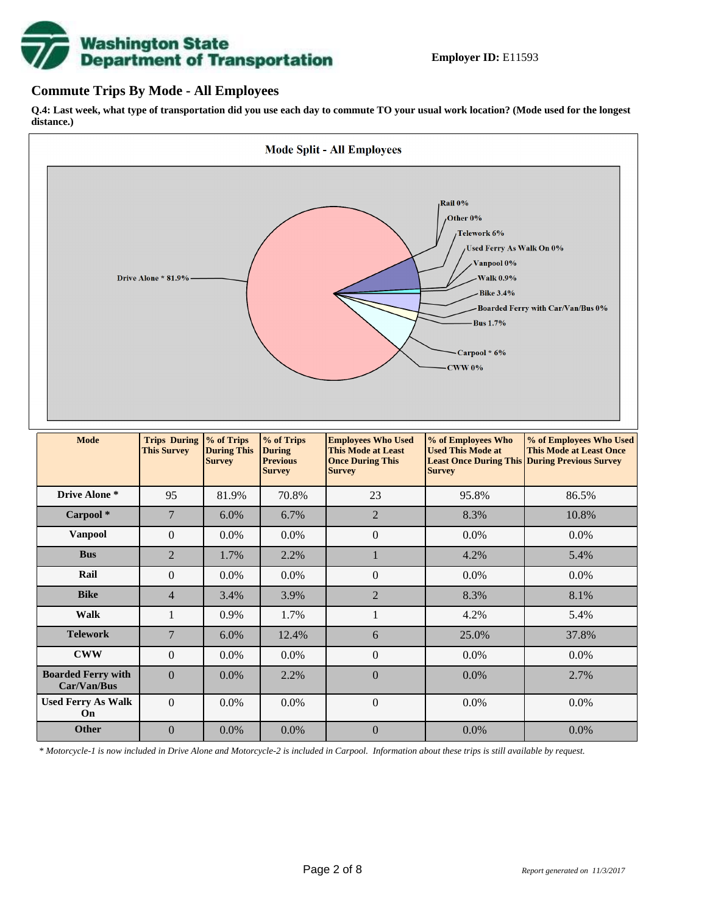**Employer ID:** E11593

## Commute Trips By Mode - All Employees

**Q.4: Last week, what type of transportation did you use each day to commute TO your usual work location? (Mode used for the longest distance.)**

**Mode Split - All Employees**

Drive Alone * 81.9%
Rail 0%
Other 0%
Telework 6%
Used Ferry As Walk On 0%
Vanpool 0%
Walk 0.9%
Bike 3.4%
Boarded Ferry with Car/Van/Bus 0%
Bus 1.7%
Carpool * 6%
CWW 0%

| Mode | Trips During This Survey | % of Trips During This Survey | % of Trips During Previous Survey | Employees Who Used This Mode at Least Once During This Survey | % of Employees Who Used This Mode at Least Once During This Survey | % of Employees Who Used This Mode at Least Once During Previous Survey |
|---|---|---|---|---|---|---|
| Drive Alone * | 95 | 81.9% | 70.8% | 23 | 95.8% | 86.5% |
| Carpool * | 7 | 6.0% | 6.7% | 2 | 8.3% | 10.8% |
| Vanpool | 0 | 0.0% | 0.0% | 0 | 0.0% | 0.0% |
| Bus | 2 | 1.7% | 2.2% | 1 | 4.2% | 5.4% |
| Rail | 0 | 0.0% | 0.0% | 0 | 0.0% | 0.0% |
| Bike | 4 | 3.4% | 3.9% | 2 | 8.3% | 8.1% |
| Walk | 1 | 0.9% | 1.7% | 1 | 4.2% | 5.4% |
| Telework | 7 | 6.0% | 12.4% | 6 | 25.0% | 37.8% |
| CWW | 0 | 0.0% | 0.0% | 0 | 0.0% | 0.0% |
| Boarded Ferry with Car/Van/Bus | 0 | 0.0% | 2.2% | 0 | 0.0% | 2.7% |
| Used Ferry As Walk On | 0 | 0.0% | 0.0% | 0 | 0.0% | 0.0% |
| Other | 0 | 0.0% | 0.0% | 0 | 0.0% | 0.0% |

*\* Motorcycle-1 is now included in Drive Alone and Motorcycle-2 is included in Carpool. Information about these trips is still available by request.*

*Report generated on 11/3/2017*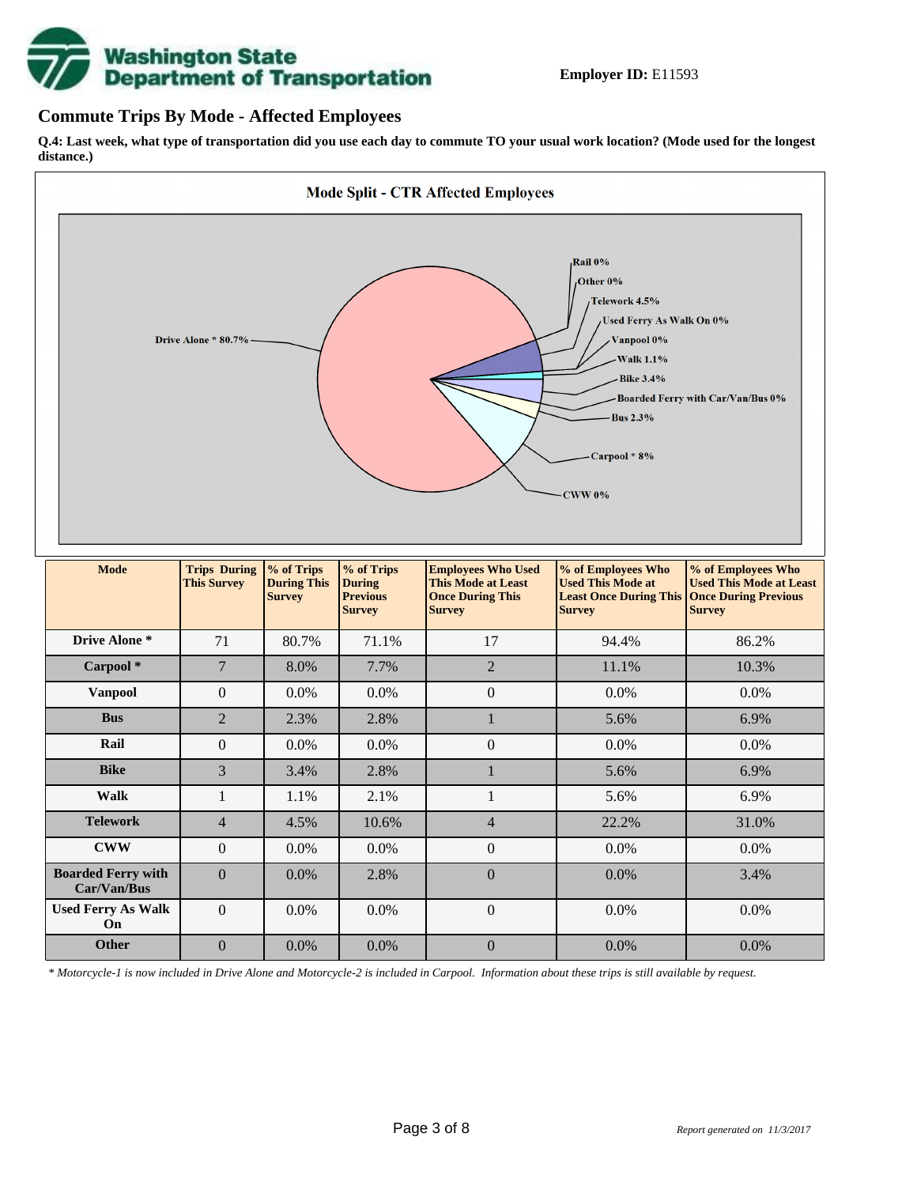**Employer ID:** E11593

## Commute Trips By Mode - Affected Employees

**Q.4: Last week, what type of transportation did you use each day to commute TO your usual work location? (Mode used for the longest distance.)**

**Mode Split - CTR Affected Employees**

Rail 0%
Other 0%
Telework 4.5%
Used Ferry As Walk On 0%
Vanpool 0%
Walk 1.1%
Bike 3.4%
Boarded Ferry with Car/Van/Bus 0%
Bus 2.3%
Carpool * 8%
CWW 0%
Drive Alone * 80.7%

| Mode | Trips During This Survey | % of Trips During This Survey | % of Trips During Previous Survey | Employees Who Used This Mode at Least Once During This Survey | % of Employees Who Used This Mode at Least Once During This Survey | % of Employees Who Used This Mode at Least Once During Previous Survey |
|---|---|---|---|---|---|---|
| **Drive Alone *** | 71 | 80.7% | 71.1% | 17 | 94.4% | 86.2% |
| **Carpool *** | 7 | 8.0% | 7.7% | 2 | 11.1% | 10.3% |
| **Vanpool** | 0 | 0.0% | 0.0% | 0 | 0.0% | 0.0% |
| **Bus** | 2 | 2.3% | 2.8% | 1 | 5.6% | 6.9% |
| **Rail** | 0 | 0.0% | 0.0% | 0 | 0.0% | 0.0% |
| **Bike** | 3 | 3.4% | 2.8% | 1 | 5.6% | 6.9% |
| **Walk** | 1 | 1.1% | 2.1% | 1 | 5.6% | 6.9% |
| **Telework** | 4 | 4.5% | 10.6% | 4 | 22.2% | 31.0% |
| **CWW** | 0 | 0.0% | 0.0% | 0 | 0.0% | 0.0% |
| **Boarded Ferry with Car/Van/Bus** | 0 | 0.0% | 2.8% | 0 | 0.0% | 3.4% |
| **Used Ferry As Walk On** | 0 | 0.0% | 0.0% | 0 | 0.0% | 0.0% |
| **Other** | 0 | 0.0% | 0.0% | 0 | 0.0% | 0.0% |

*\* Motorcycle-1 is now included in Drive Alone and Motorcycle-2 is included in Carpool. Information about these trips is still available by request.*

*Report generated on 11/3/2017*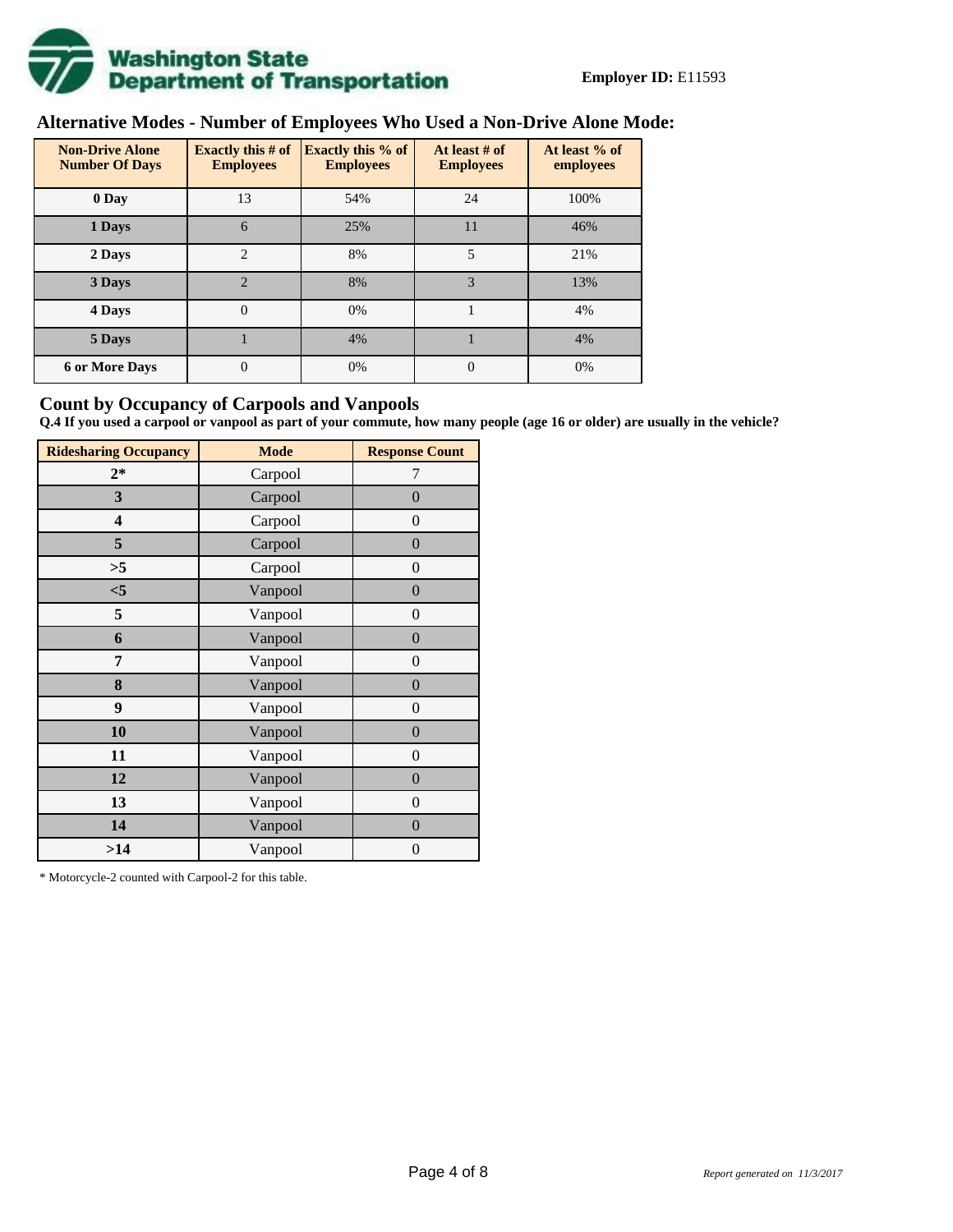**Employer ID:** E11593

## Alternative Modes - Number of Employees Who Used a Non-Drive Alone Mode:

| Non-Drive Alone Number Of Days | Exactly this # of Employees | Exactly this % of Employees | At least # of Employees | At least % of employees |
|---|---|---|---|---|
| 0 Day | 13 | 54% | 24 | 100% |
| 1 Days | 6 | 25% | 11 | 46% |
| 2 Days | 2 | 8% | 5 | 21% |
| 3 Days | 2 | 8% | 3 | 13% |
| 4 Days | 0 | 0% | 1 | 4% |
| 5 Days | 1 | 4% | 1 | 4% |
| 6 or More Days | 0 | 0% | 0 | 0% |

## Count by Occupancy of Carpools and Vanpools

**Q.4 If you used a carpool or vanpool as part of your commute, how many people (age 16 or older) are usually in the vehicle?**

| Ridesharing Occupancy | Mode | Response Count |
|---|---|---|
| 2* | Carpool | 7 |
| 3 | Carpool | 0 |
| 4 | Carpool | 0 |
| 5 | Carpool | 0 |
| >5 | Carpool | 0 |
| <5 | Vanpool | 0 |
| 5 | Vanpool | 0 |
| 6 | Vanpool | 0 |
| 7 | Vanpool | 0 |
| 8 | Vanpool | 0 |
| 9 | Vanpool | 0 |
| 10 | Vanpool | 0 |
| 11 | Vanpool | 0 |
| 12 | Vanpool | 0 |
| 13 | Vanpool | 0 |
| 14 | Vanpool | 0 |
| >14 | Vanpool | 0 |

* Motorcycle-2 counted with Carpool-2 for this table.

*Report generated on 11/3/2017*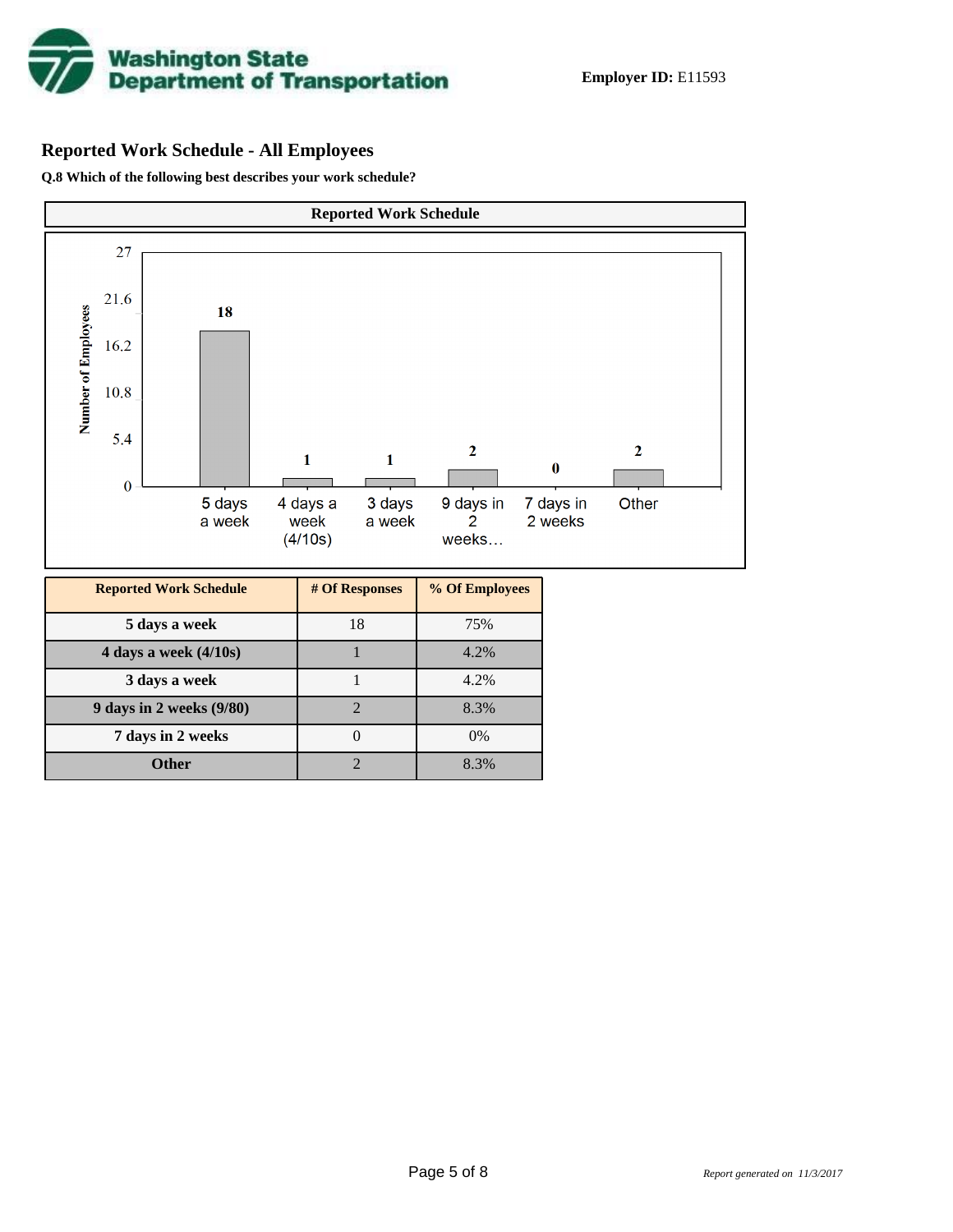Employer ID: E11593

## Reported Work Schedule - All Employees

**Q.8 Which of the following best describes your work schedule?**

**Reported Work Schedule**

| Reported Work Schedule | # Of Responses | % Of Employees |
|---|---|---|
| 5 days a week | 18 | 75% |
| 4 days a week (4/10s) | 1 | 4.2% |
| 3 days a week | 1 | 4.2% |
| 9 days in 2 weeks (9/80) | 2 | 8.3% |
| 7 days in 2 weeks | 0 | 0% |
| Other | 2 | 8.3% |

*Report generated on 11/3/2017*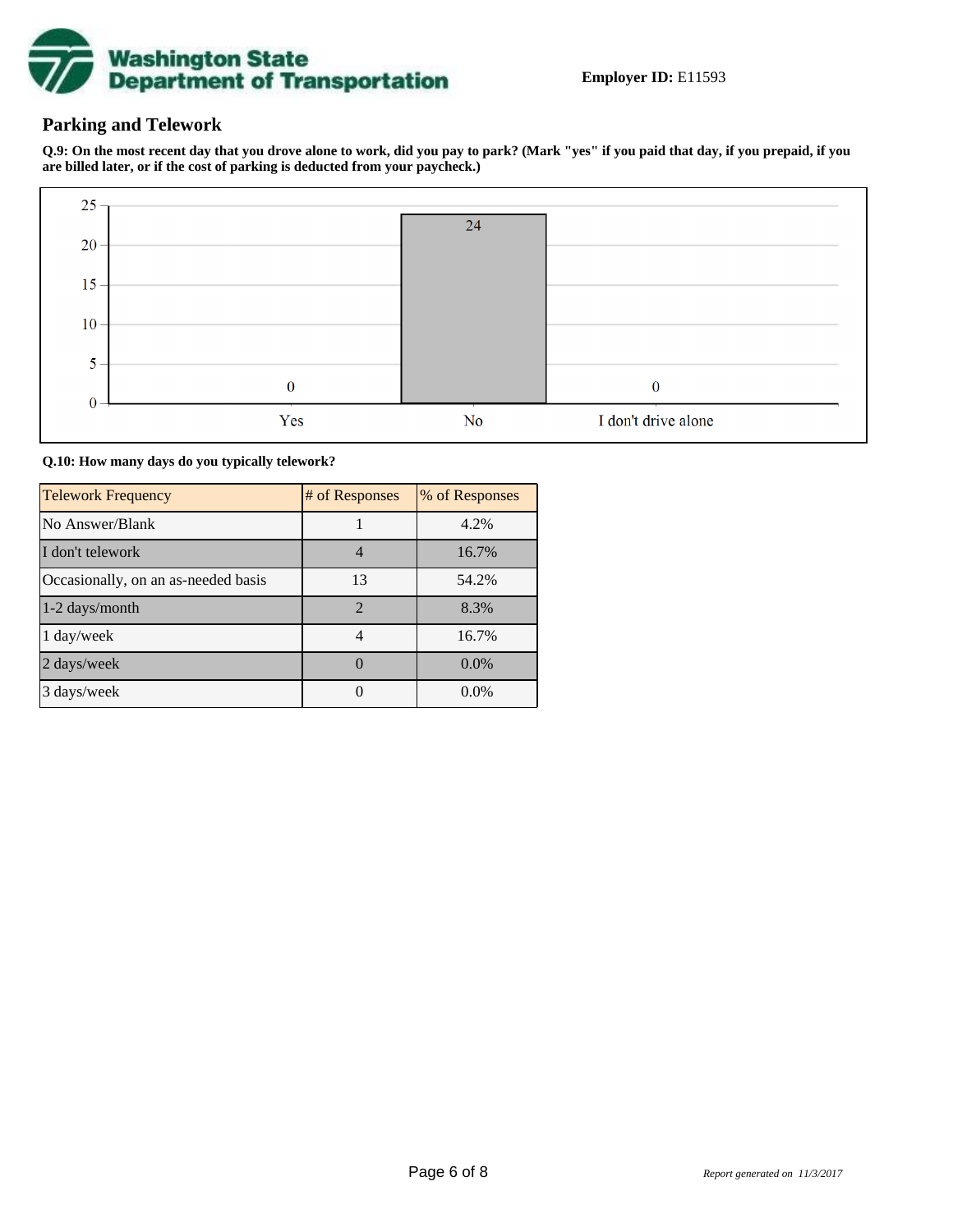**Employer ID:** E11593

## Parking and Telework

**Q.9: On the most recent day that you drove alone to work, did you pay to park? (Mark "yes" if you paid that day, if you prepaid, if you are billed later, or if the cost of parking is deducted from your paycheck.)**

| Response | Count |
|---|---|
| Yes | 0 |
| No | 24 |
| I don't drive alone | 0 |

**Q.10: How many days do you typically telework?**

| Telework Frequency | # of Responses | % of Responses |
|---|---|---|
| No Answer/Blank | 1 | 4.2% |
| I don't telework | 4 | 16.7% |
| Occasionally, on an as-needed basis | 13 | 54.2% |
| 1-2 days/month | 2 | 8.3% |
| 1 day/week | 4 | 16.7% |
| 2 days/week | 0 | 0.0% |
| 3 days/week | 0 | 0.0% |

*Report generated on 11/3/2017*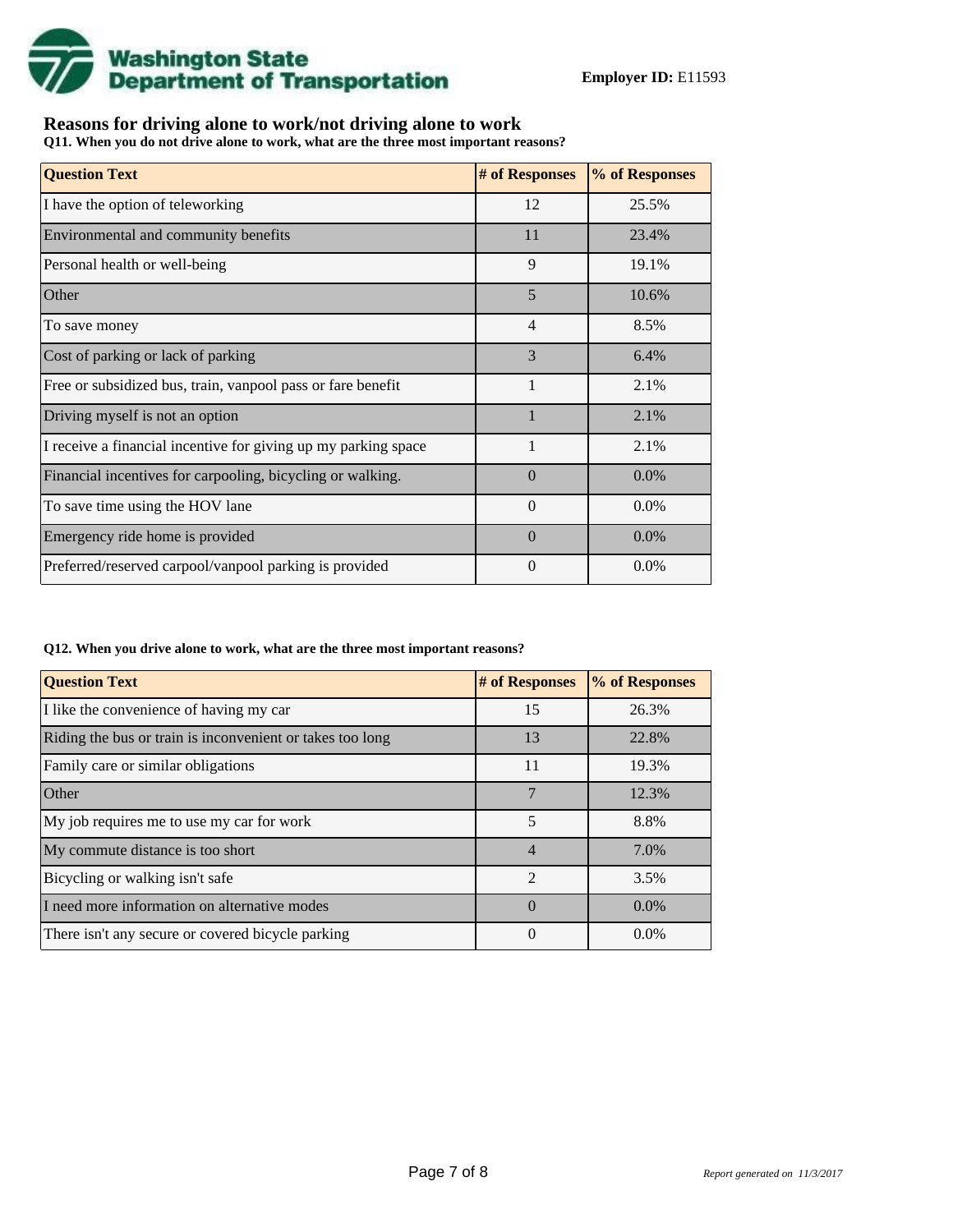**Employer ID:** E11593

## Reasons for driving alone to work/not driving alone to work

**Q11. When you do not drive alone to work, what are the three most important reasons?**

| Question Text | # of Responses | % of Responses |
| --- | --- | --- |
| I have the option of teleworking | 12 | 25.5% |
| Environmental and community benefits | 11 | 23.4% |
| Personal health or well-being | 9 | 19.1% |
| Other | 5 | 10.6% |
| To save money | 4 | 8.5% |
| Cost of parking or lack of parking | 3 | 6.4% |
| Free or subsidized bus, train, vanpool pass or fare benefit | 1 | 2.1% |
| Driving myself is not an option | 1 | 2.1% |
| I receive a financial incentive for giving up my parking space | 1 | 2.1% |
| Financial incentives for carpooling, bicycling or walking. | 0 | 0.0% |
| To save time using the HOV lane | 0 | 0.0% |
| Emergency ride home is provided | 0 | 0.0% |
| Preferred/reserved carpool/vanpool parking is provided | 0 | 0.0% |

**Q12. When you drive alone to work, what are the three most important reasons?**

| Question Text | # of Responses | % of Responses |
| --- | --- | --- |
| I like the convenience of having my car | 15 | 26.3% |
| Riding the bus or train is inconvenient or takes too long | 13 | 22.8% |
| Family care or similar obligations | 11 | 19.3% |
| Other | 7 | 12.3% |
| My job requires me to use my car for work | 5 | 8.8% |
| My commute distance is too short | 4 | 7.0% |
| Bicycling or walking isn't safe | 2 | 3.5% |
| I need more information on alternative modes | 0 | 0.0% |
| There isn't any secure or covered bicycle parking | 0 | 0.0% |

*Report generated on 11/3/2017*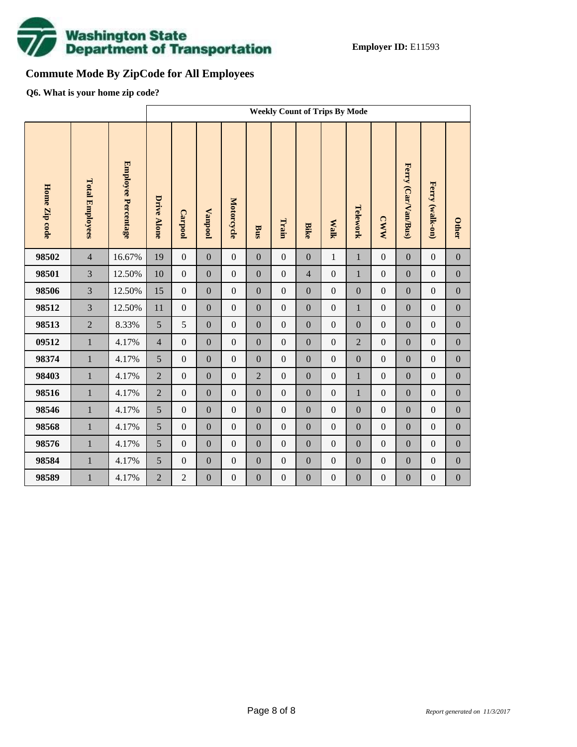**Employer ID:** E11593

## Commute Mode By ZipCode for All Employees

**Q6. What is your home zip code?**

| | | | Weekly Count of Trips By Mode | | | | | | | | | | | | | |
|---|---|---|---|---|---|---|---|---|---|---|---|---|---|---|---|---|
| Home Zip code | Total Employees | Employee Percentage | Drive Alone | Carpool | Vanpool | Motorcycle | Bus | Train | Bike | Walk | Telework | CWW | Ferry (Car/Van/Bus) | Ferry (walk-on) | Other |
| 98502 | 4 | 16.67% | 19 | 0 | 0 | 0 | 0 | 0 | 0 | 1 | 1 | 0 | 0 | 0 | 0 |
| 98501 | 3 | 12.50% | 10 | 0 | 0 | 0 | 0 | 0 | 4 | 0 | 1 | 0 | 0 | 0 | 0 |
| 98506 | 3 | 12.50% | 15 | 0 | 0 | 0 | 0 | 0 | 0 | 0 | 0 | 0 | 0 | 0 | 0 |
| 98512 | 3 | 12.50% | 11 | 0 | 0 | 0 | 0 | 0 | 0 | 0 | 1 | 0 | 0 | 0 | 0 |
| 98513 | 2 | 8.33% | 5 | 5 | 0 | 0 | 0 | 0 | 0 | 0 | 0 | 0 | 0 | 0 | 0 |
| 09512 | 1 | 4.17% | 4 | 0 | 0 | 0 | 0 | 0 | 0 | 0 | 2 | 0 | 0 | 0 | 0 |
| 98374 | 1 | 4.17% | 5 | 0 | 0 | 0 | 0 | 0 | 0 | 0 | 0 | 0 | 0 | 0 | 0 |
| 98403 | 1 | 4.17% | 2 | 0 | 0 | 0 | 2 | 0 | 0 | 0 | 1 | 0 | 0 | 0 | 0 |
| 98516 | 1 | 4.17% | 2 | 0 | 0 | 0 | 0 | 0 | 0 | 0 | 1 | 0 | 0 | 0 | 0 |
| 98546 | 1 | 4.17% | 5 | 0 | 0 | 0 | 0 | 0 | 0 | 0 | 0 | 0 | 0 | 0 | 0 |
| 98568 | 1 | 4.17% | 5 | 0 | 0 | 0 | 0 | 0 | 0 | 0 | 0 | 0 | 0 | 0 | 0 |
| 98576 | 1 | 4.17% | 5 | 0 | 0 | 0 | 0 | 0 | 0 | 0 | 0 | 0 | 0 | 0 | 0 |
| 98584 | 1 | 4.17% | 5 | 0 | 0 | 0 | 0 | 0 | 0 | 0 | 0 | 0 | 0 | 0 | 0 |
| 98589 | 1 | 4.17% | 2 | 2 | 0 | 0 | 0 | 0 | 0 | 0 | 0 | 0 | 0 | 0 | 0 |

*Report generated on 11/3/2017*